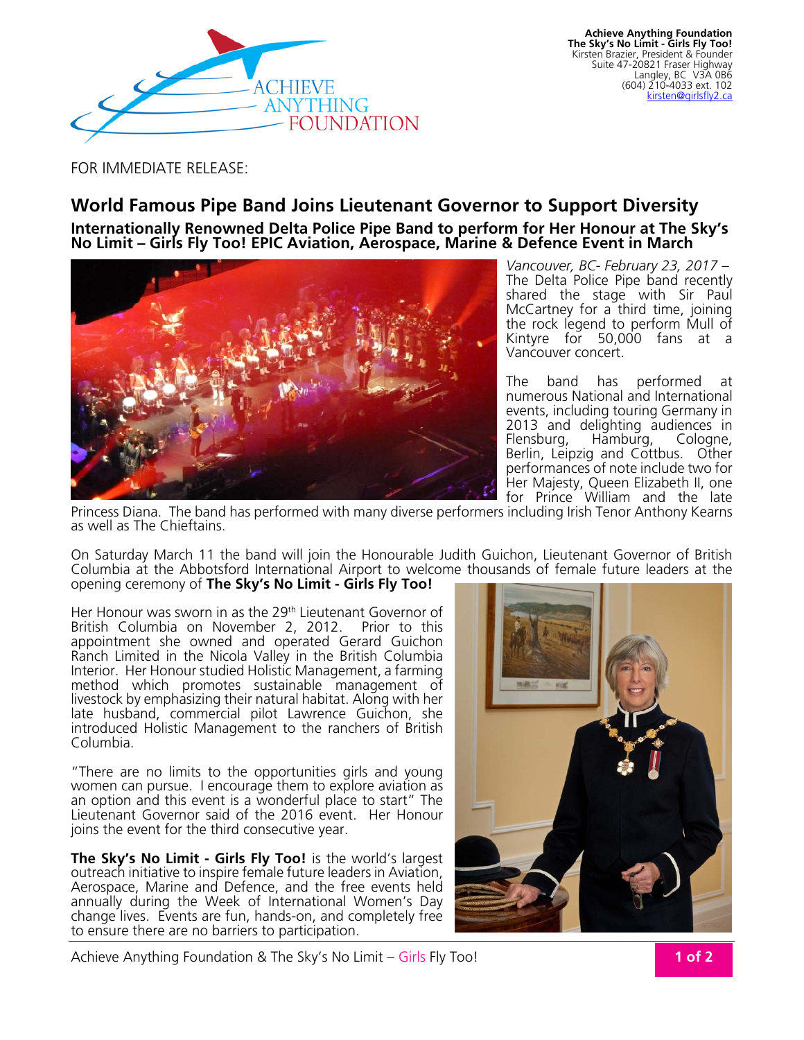**Achieve Anything Foundation**
**The Sky's No Limit - Girls Fly Too!**
Kirsten Brazier, President & Founder
Suite 47-20821 Fraser Highway
Langley, BC V3A 0B6
(604) 210-4033 ext. 102
kirsten@girlsfly2.ca

FOR IMMEDIATE RELEASE:

# World Famous Pipe Band Joins Lieutenant Governor to Support Diversity

### Internationally Renowned Delta Police Pipe Band to perform for Her Honour at The Sky's No Limit – Girls Fly Too! EPIC Aviation, Aerospace, Marine & Defence Event in March

*Vancouver, BC- February 23, 2017 –* The Delta Police Pipe band recently shared the stage with Sir Paul McCartney for a third time, joining the rock legend to perform Mull of Kintyre for 50,000 fans at a Vancouver concert.

The band has performed at numerous National and International events, including touring Germany in 2013 and delighting audiences in Flensburg, Hamburg, Cologne, Berlin, Leipzig and Cottbus. Other performances of note include two for Her Majesty, Queen Elizabeth II, one for Prince William and the late Princess Diana. The band has performed with many diverse performers including Irish Tenor Anthony Kearns as well as The Chieftains.

On Saturday March 11 the band will join the Honourable Judith Guichon, Lieutenant Governor of British Columbia at the Abbotsford International Airport to welcome thousands of female future leaders at the opening ceremony of **The Sky's No Limit - Girls Fly Too!**

Her Honour was sworn in as the 29th Lieutenant Governor of British Columbia on November 2, 2012. Prior to this appointment she owned and operated Gerard Guichon Ranch Limited in the Nicola Valley in the British Columbia Interior. Her Honour studied Holistic Management, a farming method which promotes sustainable management of livestock by emphasizing their natural habitat. Along with her late husband, commercial pilot Lawrence Guichon, she introduced Holistic Management to the ranchers of British Columbia.

"There are no limits to the opportunities girls and young women can pursue. I encourage them to explore aviation as an option and this event is a wonderful place to start" The Lieutenant Governor said of the 2016 event. Her Honour joins the event for the third consecutive year.

**The Sky's No Limit - Girls Fly Too!** is the world's largest outreach initiative to inspire female future leaders in Aviation, Aerospace, Marine and Defence, and the free events held annually during the Week of International Women's Day change lives. Events are fun, hands-on, and completely free to ensure there are no barriers to participation.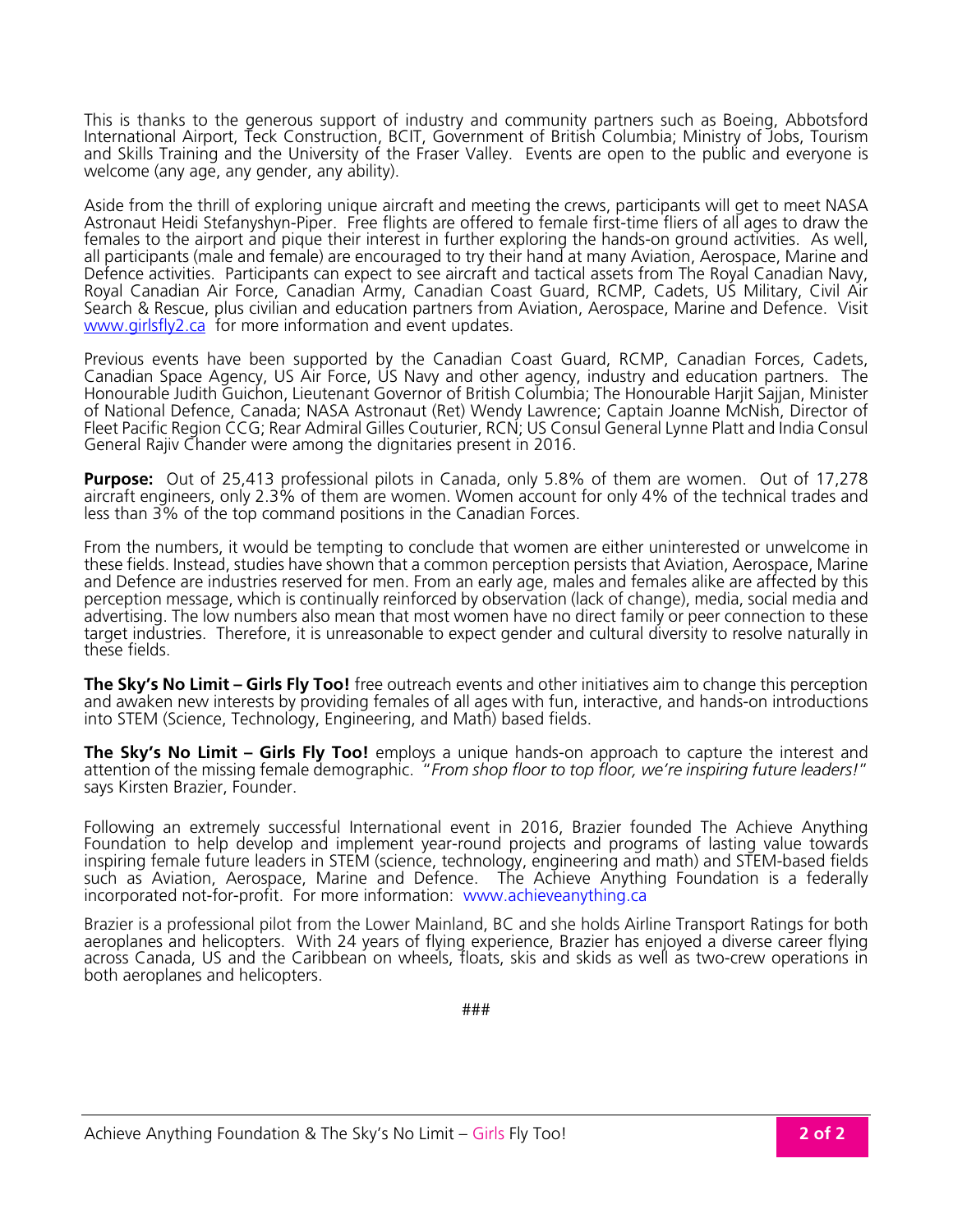This is thanks to the generous support of industry and community partners such as Boeing, Abbotsford International Airport, Teck Construction, BCIT, Government of British Columbia; Ministry of Jobs, Tourism and Skills Training and the University of the Fraser Valley. Events are open to the public and everyone is welcome (any age, any gender, any ability).

Aside from the thrill of exploring unique aircraft and meeting the crews, participants will get to meet NASA Astronaut Heidi Stefanyshyn-Piper. Free flights are offered to female first-time fliers of all ages to draw the females to the airport and pique their interest in further exploring the hands-on ground activities. As well, all participants (male and female) are encouraged to try their hand at many Aviation, Aerospace, Marine and Defence activities. Participants can expect to see aircraft and tactical assets from The Royal Canadian Navy, Royal Canadian Air Force, Canadian Army, Canadian Coast Guard, RCMP, Cadets, US Military, Civil Air Search & Rescue, plus civilian and education partners from Aviation, Aerospace, Marine and Defence. Visit [www.girlsfly2.ca](http://www.girlsfly2.ca) for more information and event updates.

Previous events have been supported by the Canadian Coast Guard, RCMP, Canadian Forces, Cadets, Canadian Space Agency, US Air Force, US Navy and other agency, industry and education partners. The Honourable Judith Guichon, Lieutenant Governor of British Columbia; The Honourable Harjit Sajjan, Minister of National Defence, Canada; NASA Astronaut (Ret) Wendy Lawrence; Captain Joanne McNish, Director of Fleet Pacific Region CCG; Rear Admiral Gilles Couturier, RCN; US Consul General Lynne Platt and India Consul General Rajiv Chander were among the dignitaries present in 2016.

**Purpose:** Out of 25,413 professional pilots in Canada, only 5.8% of them are women. Out of 17,278 aircraft engineers, only 2.3% of them are women. Women account for only 4% of the technical trades and less than 3% of the top command positions in the Canadian Forces.

From the numbers, it would be tempting to conclude that women are either uninterested or unwelcome in these fields. Instead, studies have shown that a common perception persists that Aviation, Aerospace, Marine and Defence are industries reserved for men. From an early age, males and females alike are affected by this perception message, which is continually reinforced by observation (lack of change), media, social media and advertising. The low numbers also mean that most women have no direct family or peer connection to these target industries. Therefore, it is unreasonable to expect gender and cultural diversity to resolve naturally in these fields.

**The Sky's No Limit – Girls Fly Too!** free outreach events and other initiatives aim to change this perception and awaken new interests by providing females of all ages with fun, interactive, and hands-on introductions into STEM (Science, Technology, Engineering, and Math) based fields.

**The Sky's No Limit – Girls Fly Too!** employs a unique hands-on approach to capture the interest and attention of the missing female demographic. "*From shop floor to top floor, we're inspiring future leaders!*" says Kirsten Brazier, Founder.

Following an extremely successful International event in 2016, Brazier founded The Achieve Anything Foundation to help develop and implement year-round projects and programs of lasting value towards inspiring female future leaders in STEM (science, technology, engineering and math) and STEM-based fields such as Aviation, Aerospace, Marine and Defence. The Achieve Anything Foundation is a federally incorporated not-for-profit. For more information: www.achieveanything.ca

Brazier is a professional pilot from the Lower Mainland, BC and she holds Airline Transport Ratings for both aeroplanes and helicopters. With 24 years of flying experience, Brazier has enjoyed a diverse career flying across Canada, US and the Caribbean on wheels, floats, skis and skids as well as two-crew operations in both aeroplanes and helicopters.

###